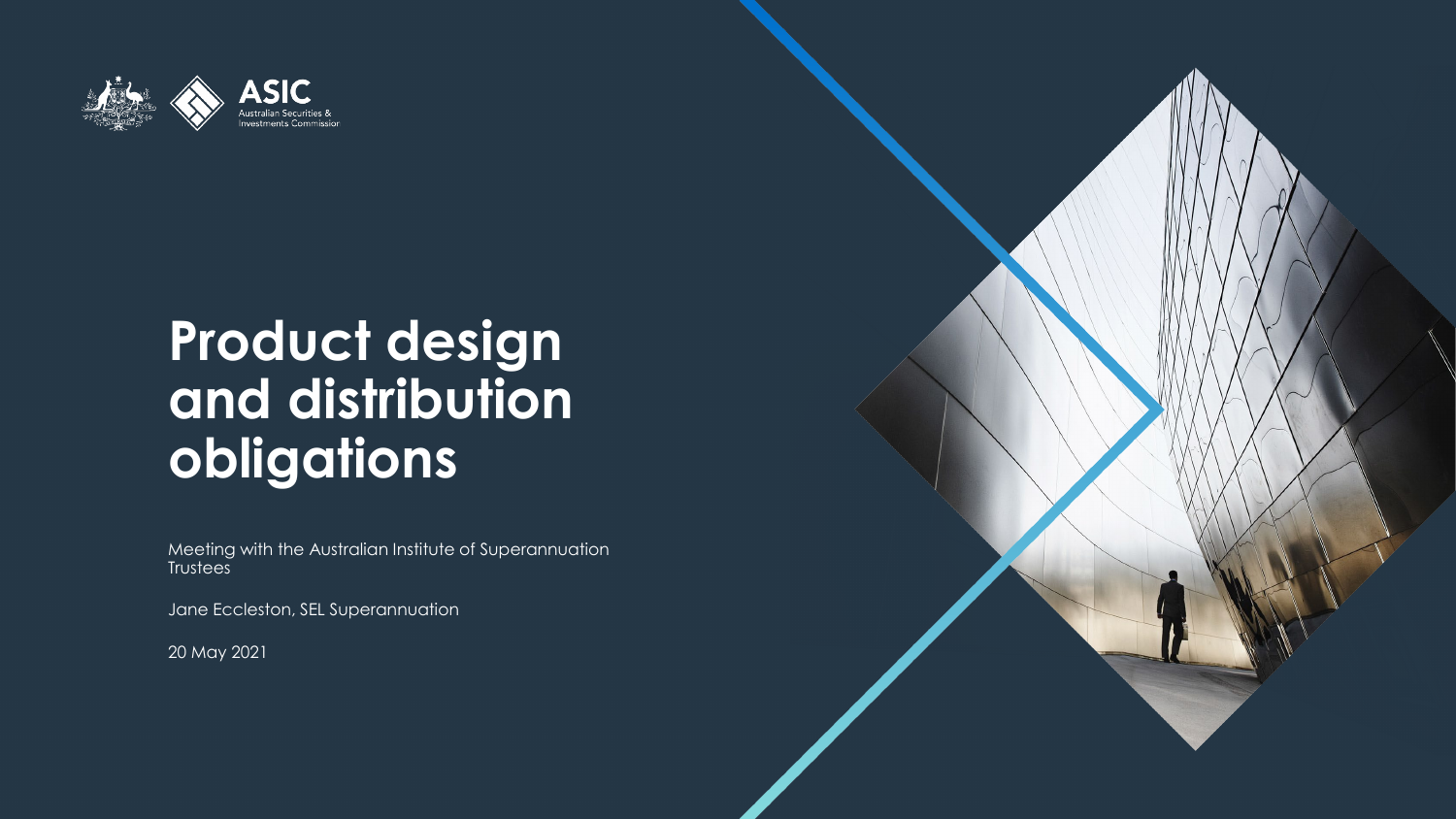ASIC
Australian Securities & Investments Commission

# Product design and distribution obligations

Meeting with the Australian Institute of Superannuation Trustees

Jane Eccleston, SEL Superannuation

20 May 2021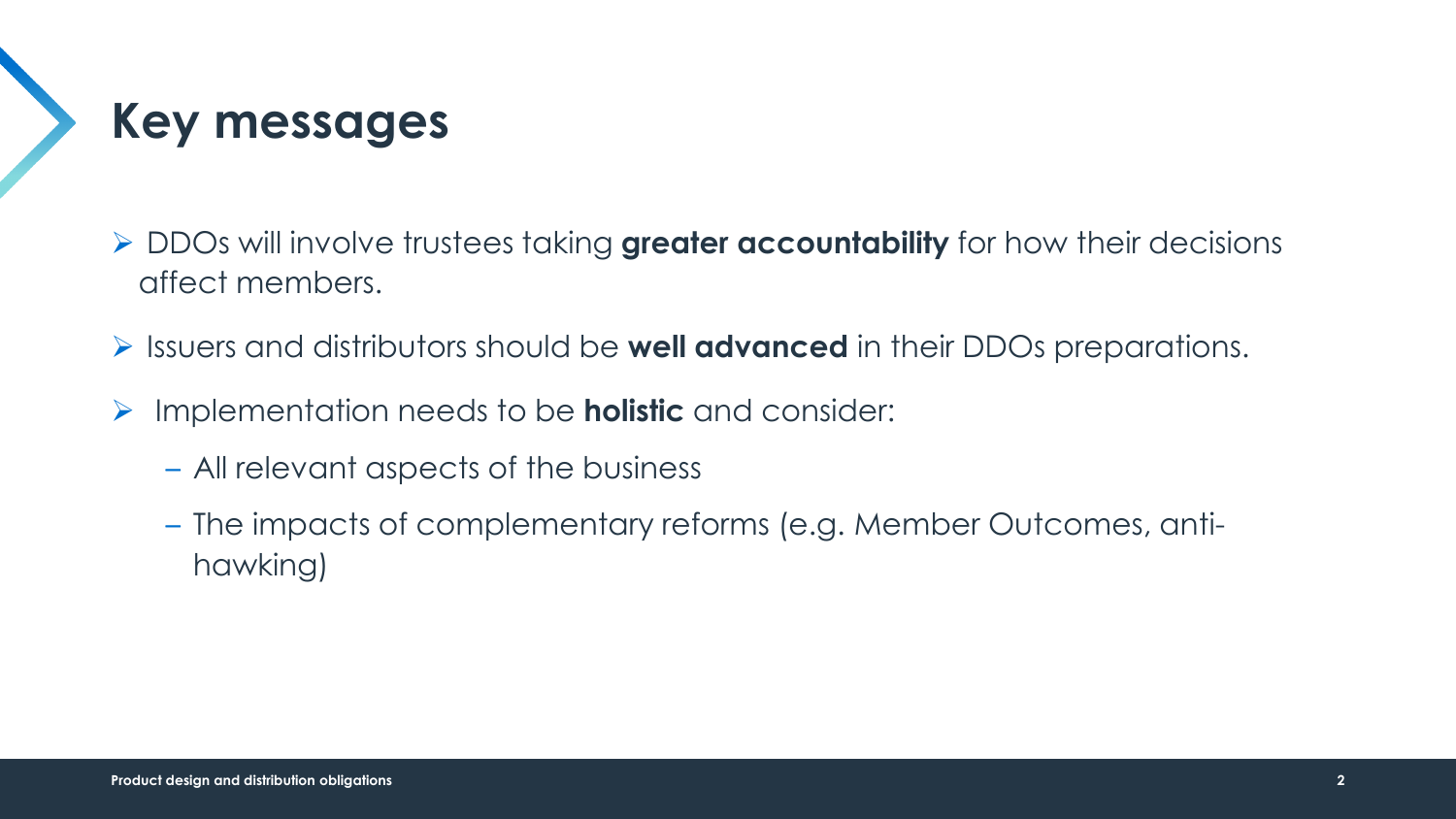# Key messages

- DDOs will involve trustees taking **greater accountability** for how their decisions affect members.
- Issuers and distributors should be **well advanced** in their DDOs preparations.
- Implementation needs to be **holistic** and consider:
  - All relevant aspects of the business
  - The impacts of complementary reforms (e.g. Member Outcomes, anti-hawking)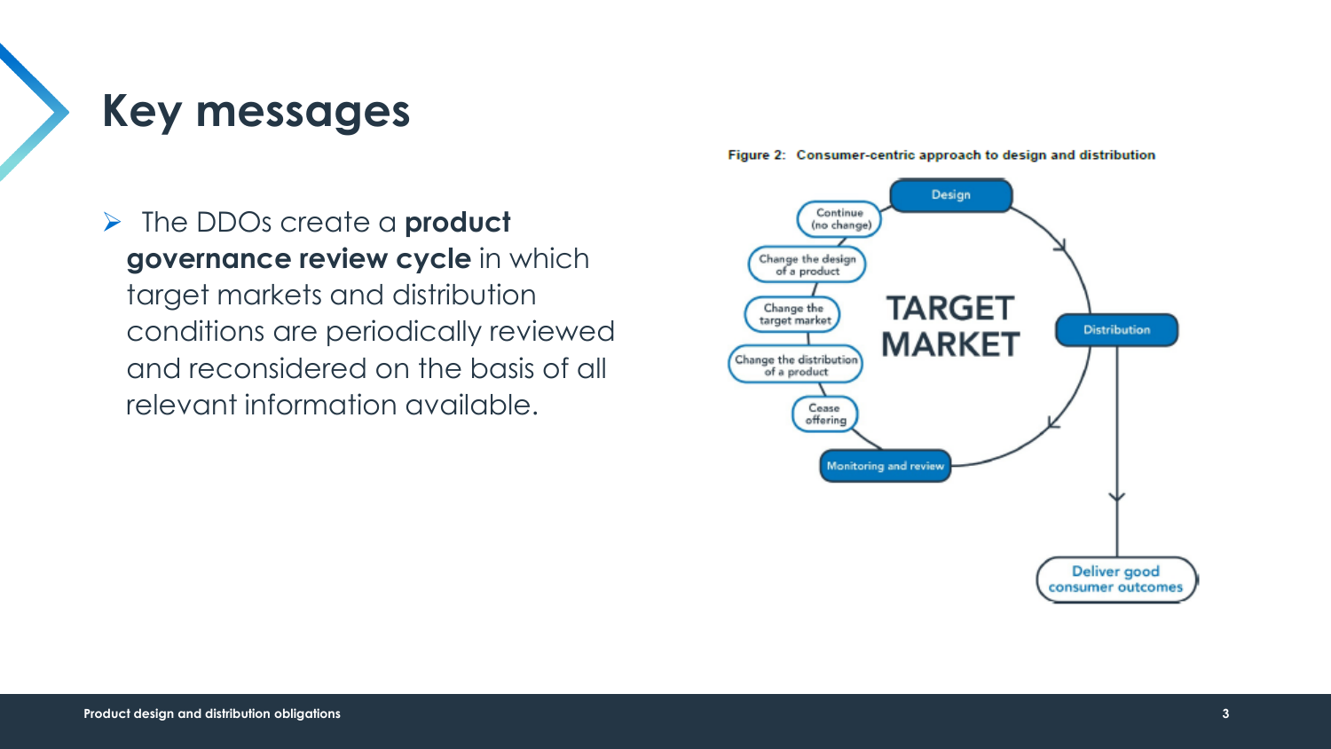# Key messages

- The DDOs create a **product governance review cycle** in which target markets and distribution conditions are periodically reviewed and reconsidered on the basis of all relevant information available.

Figure 2: Consumer-centric approach to design and distribution

Design → Distribution → Monitoring and review → Cease offering / Change the distribution of a product / Change the target market / Change the design of a product / Continue (no change) → Design

TARGET MARKET

Distribution → Deliver good consumer outcomes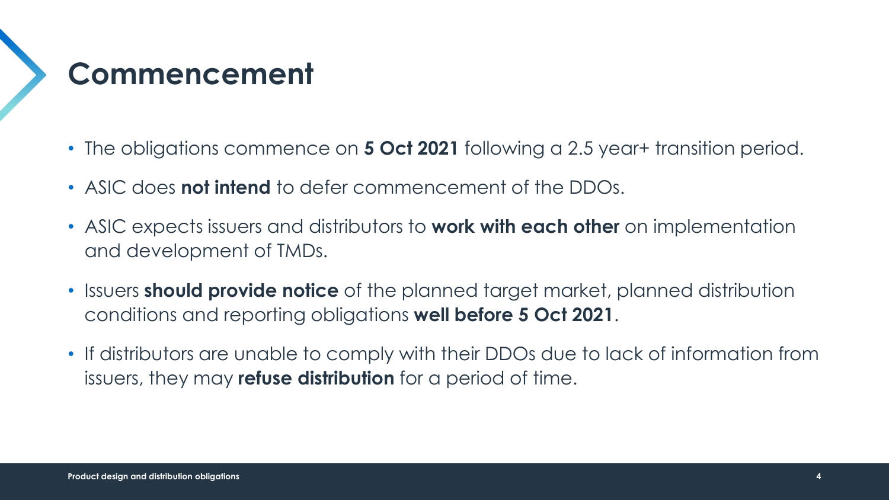# Commencement

- The obligations commence on **5 Oct 2021** following a 2.5 year+ transition period.
- ASIC does **not intend** to defer commencement of the DDOs.
- ASIC expects issuers and distributors to **work with each other** on implementation and development of TMDs.
- Issuers **should provide notice** of the planned target market, planned distribution conditions and reporting obligations **well before 5 Oct 2021**.
- If distributors are unable to comply with their DDOs due to lack of information from issuers, they may **refuse distribution** for a period of time.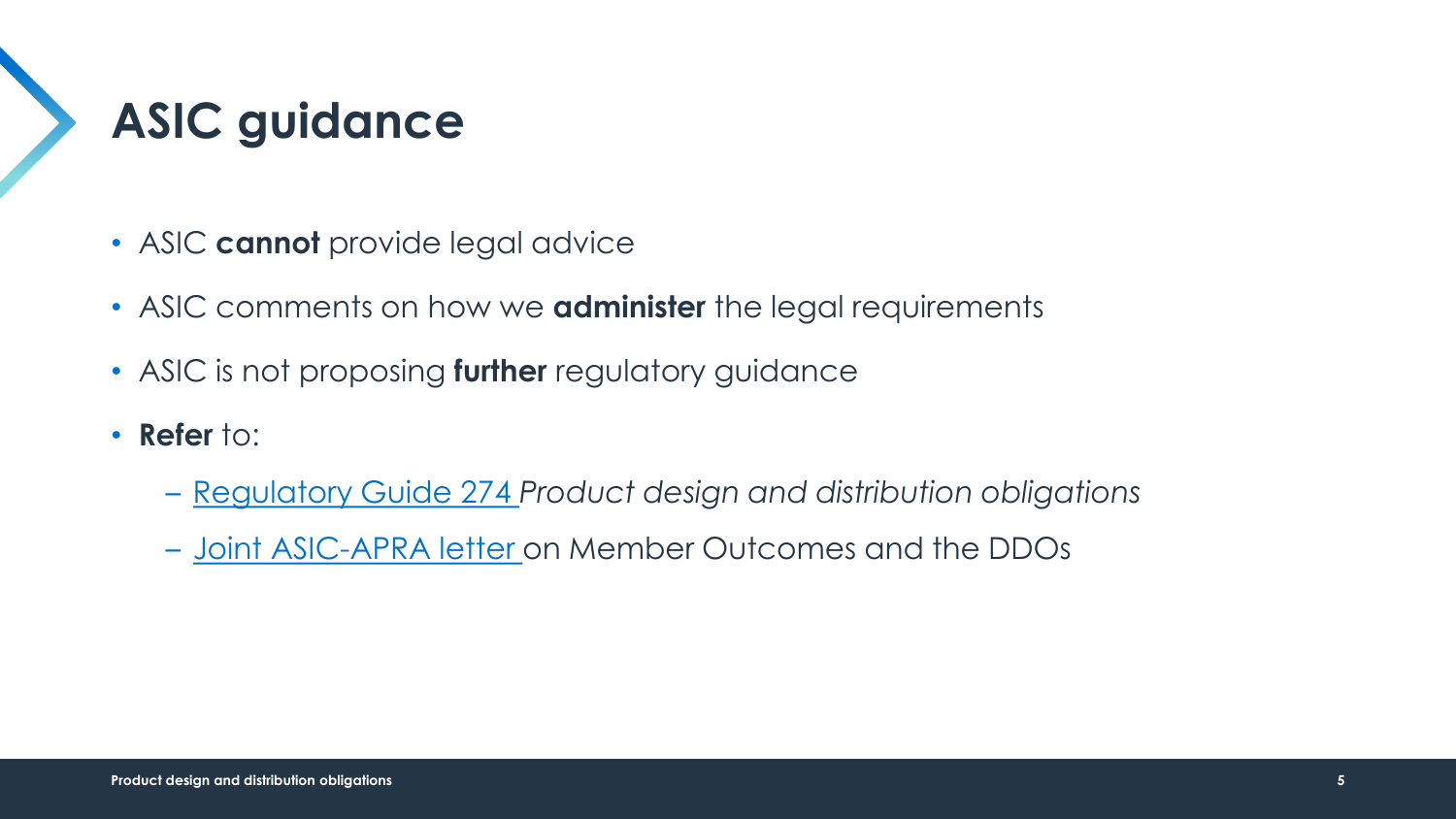# ASIC guidance

- ASIC **cannot** provide legal advice
- ASIC comments on how we **administer** the legal requirements
- ASIC is not proposing **further** regulatory guidance
- **Refer** to:
  - Regulatory Guide 274 *Product design and distribution obligations*
  - Joint ASIC-APRA letter on Member Outcomes and the DDOs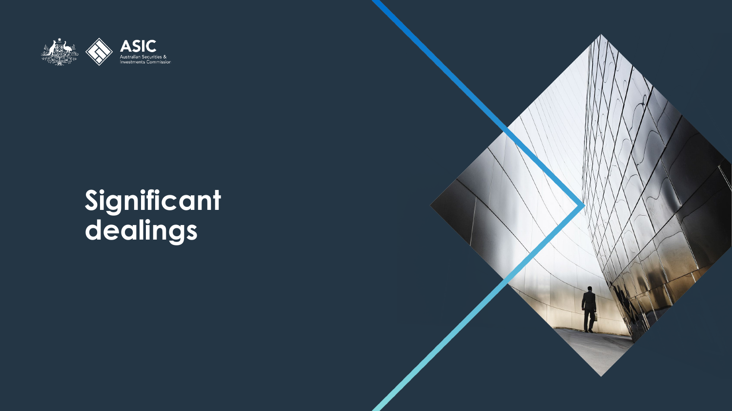# Significant dealings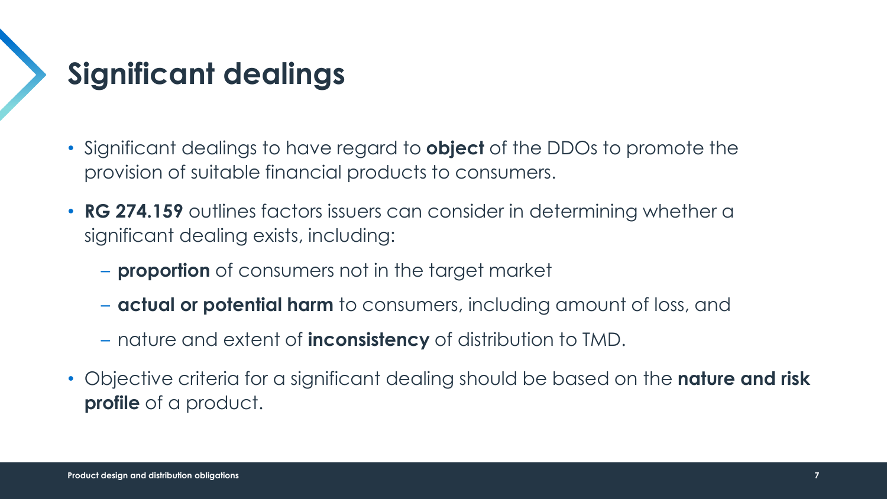# Significant dealings

- Significant dealings to have regard to **object** of the DDOs to promote the provision of suitable financial products to consumers.
- **RG 274.159** outlines factors issuers can consider in determining whether a significant dealing exists, including:
  - **proportion** of consumers not in the target market
  - **actual or potential harm** to consumers, including amount of loss, and
  - nature and extent of **inconsistency** of distribution to TMD.
- Objective criteria for a significant dealing should be based on the **nature and risk profile** of a product.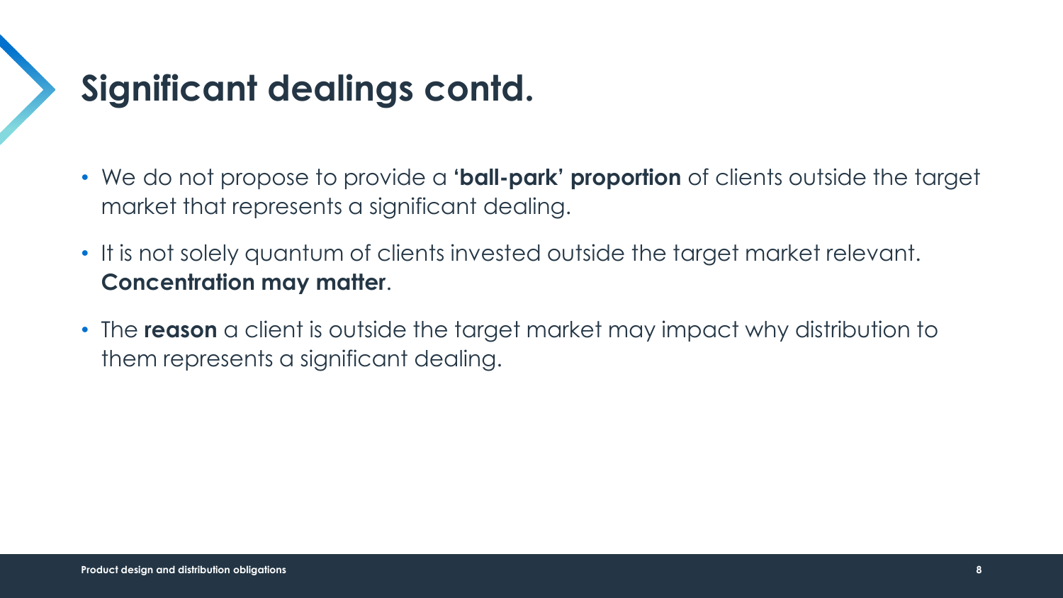# Significant dealings contd.

- We do not propose to provide a **'ball-park' proportion** of clients outside the target market that represents a significant dealing.
- It is not solely quantum of clients invested outside the target market relevant. **Concentration may matter**.
- The **reason** a client is outside the target market may impact why distribution to them represents a significant dealing.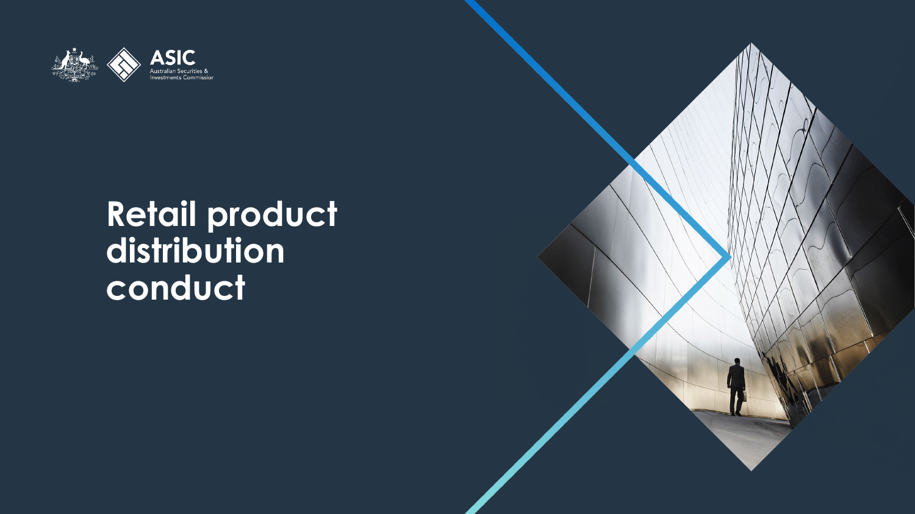# Retail product distribution conduct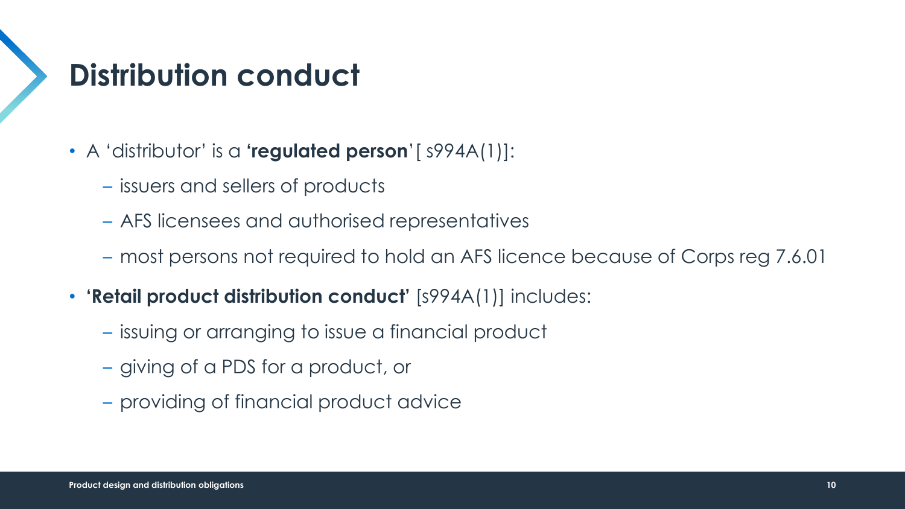# Distribution conduct

- A 'distributor' is a **'regulated person**'[ s994A(1)]:
  - issuers and sellers of products
  - AFS licensees and authorised representatives
  - most persons not required to hold an AFS licence because of Corps reg 7.6.01
- **'Retail product distribution conduct'** [s994A(1)] includes:
  - issuing or arranging to issue a financial product
  - giving of a PDS for a product, or
  - providing of financial product advice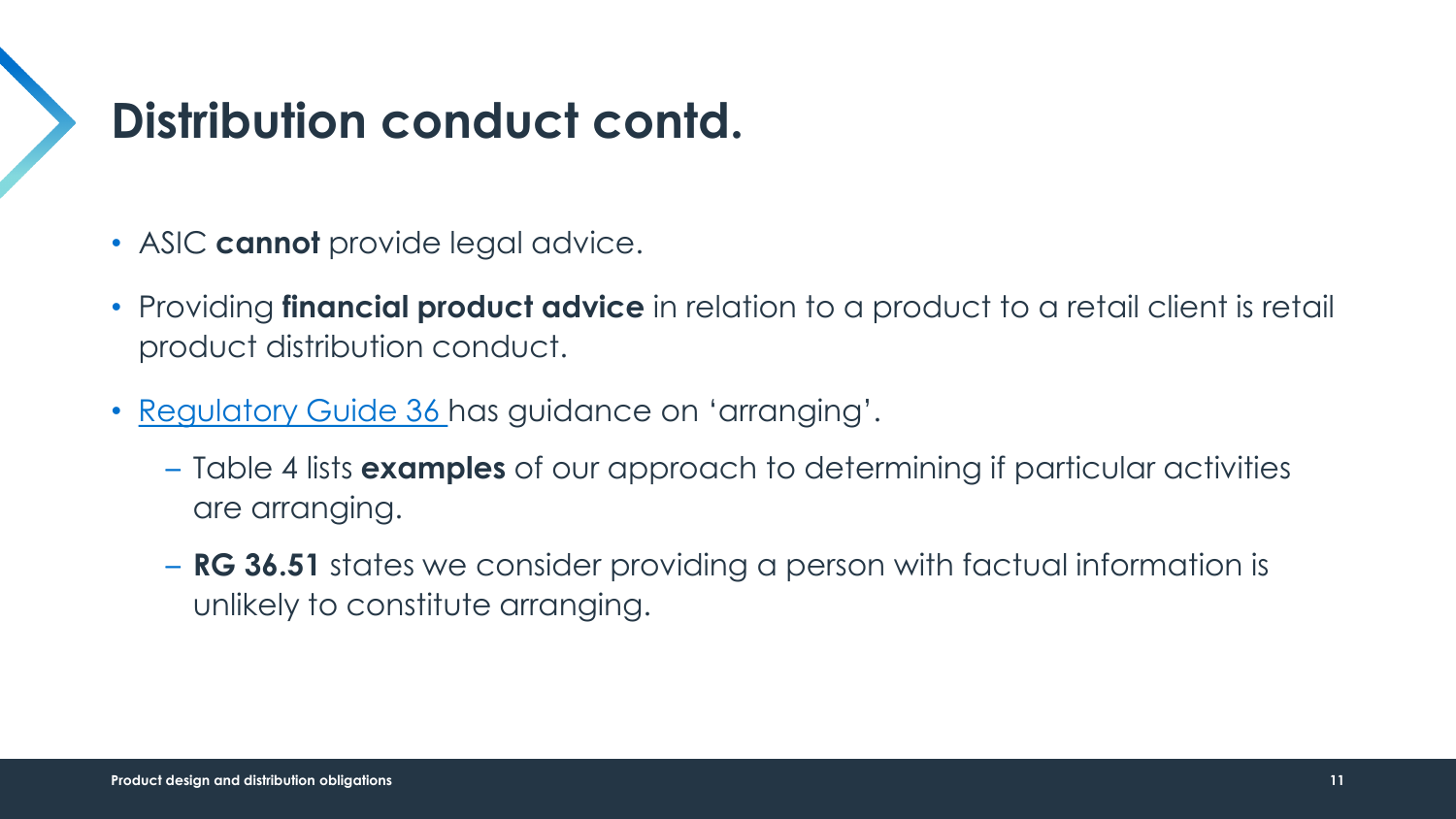# Distribution conduct contd.

- ASIC **cannot** provide legal advice.
- Providing **financial product advice** in relation to a product to a retail client is retail product distribution conduct.
- Regulatory Guide 36 has guidance on 'arranging'.
  - Table 4 lists **examples** of our approach to determining if particular activities are arranging.
  - **RG 36.51** states we consider providing a person with factual information is unlikely to constitute arranging.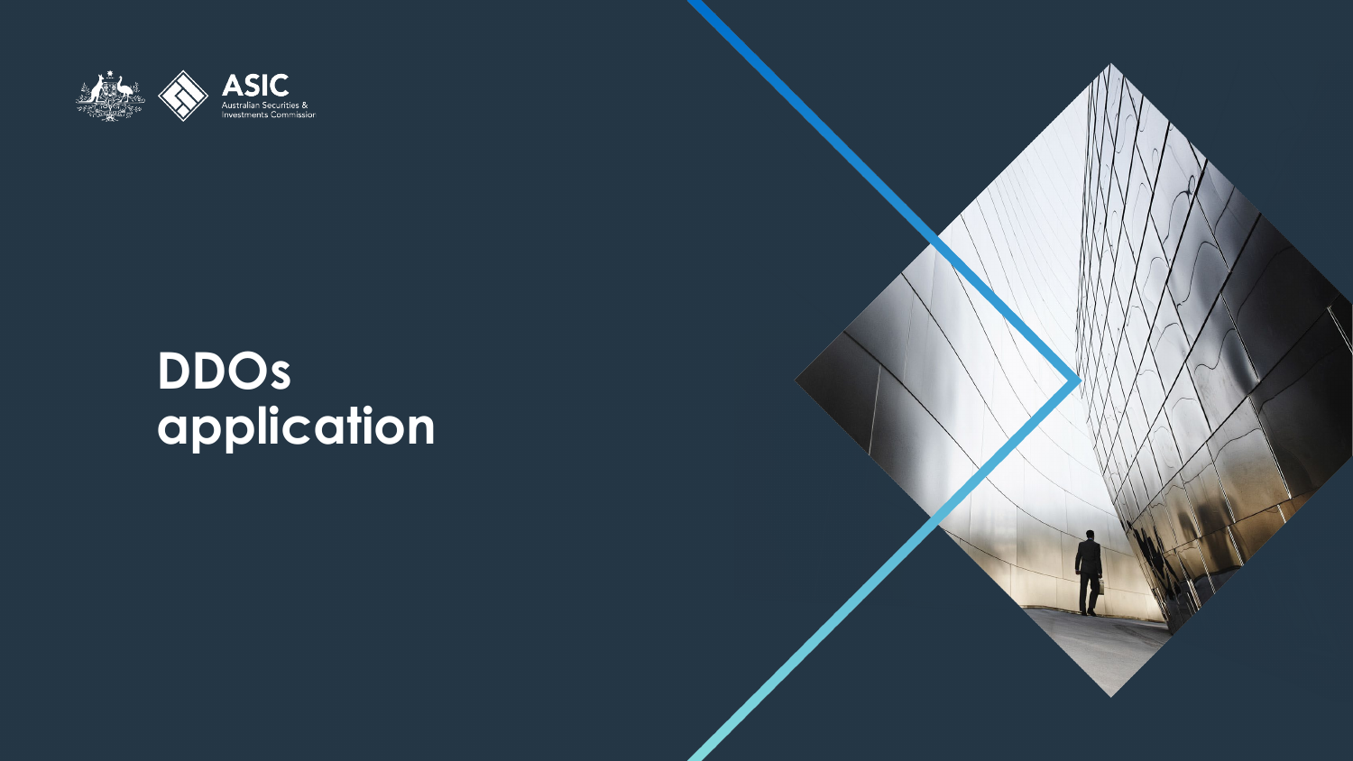# DDOs application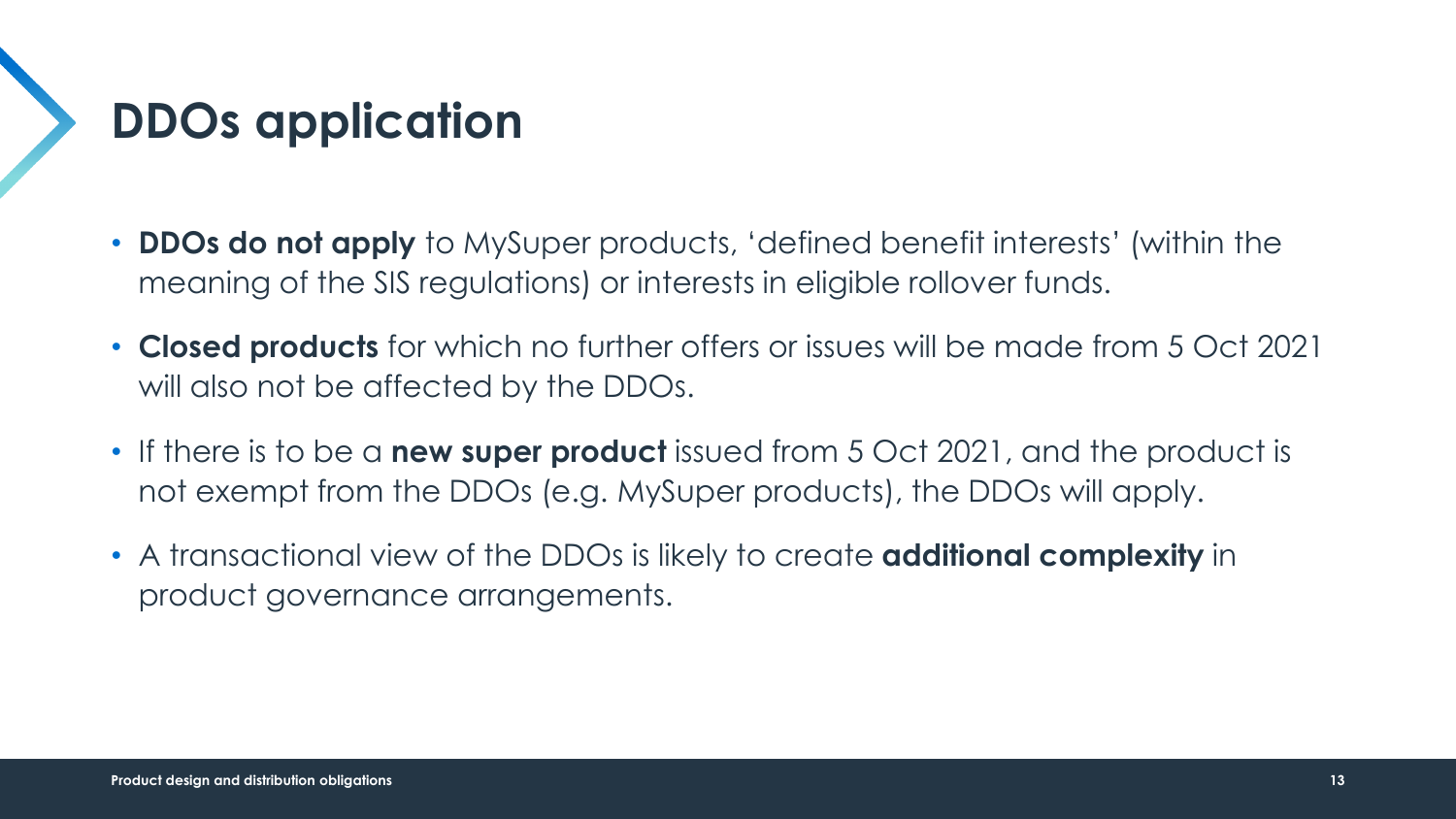# DDOs application

- **DDOs do not apply** to MySuper products, 'defined benefit interests' (within the meaning of the SIS regulations) or interests in eligible rollover funds.
- **Closed products** for which no further offers or issues will be made from 5 Oct 2021 will also not be affected by the DDOs.
- If there is to be a **new super product** issued from 5 Oct 2021, and the product is not exempt from the DDOs (e.g. MySuper products), the DDOs will apply.
- A transactional view of the DDOs is likely to create **additional complexity** in product governance arrangements.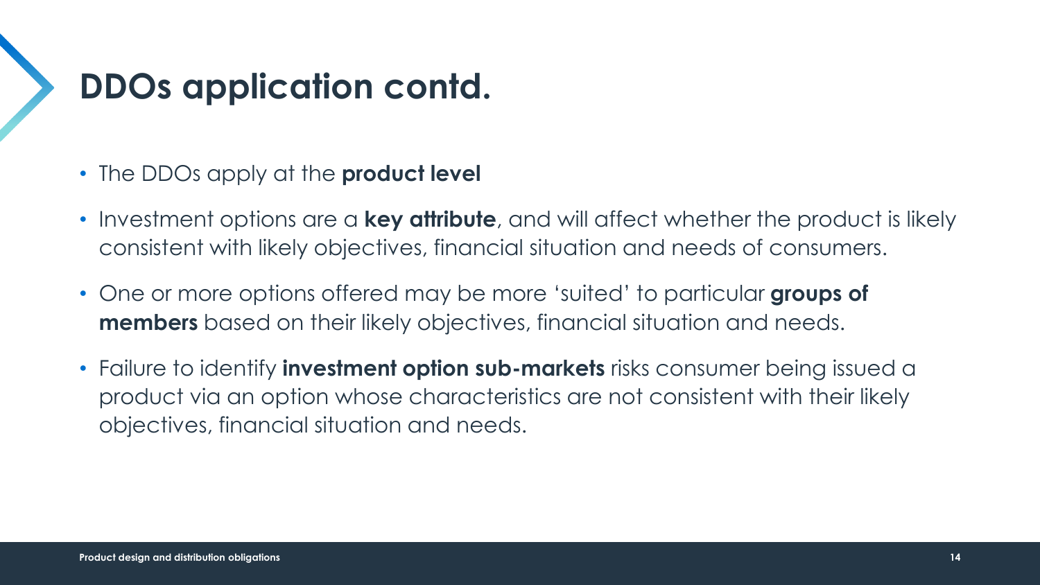# DDOs application contd.

- The DDOs apply at the **product level**
- Investment options are a **key attribute**, and will affect whether the product is likely consistent with likely objectives, financial situation and needs of consumers.
- One or more options offered may be more 'suited' to particular **groups of members** based on their likely objectives, financial situation and needs.
- Failure to identify **investment option sub-markets** risks consumer being issued a product via an option whose characteristics are not consistent with their likely objectives, financial situation and needs.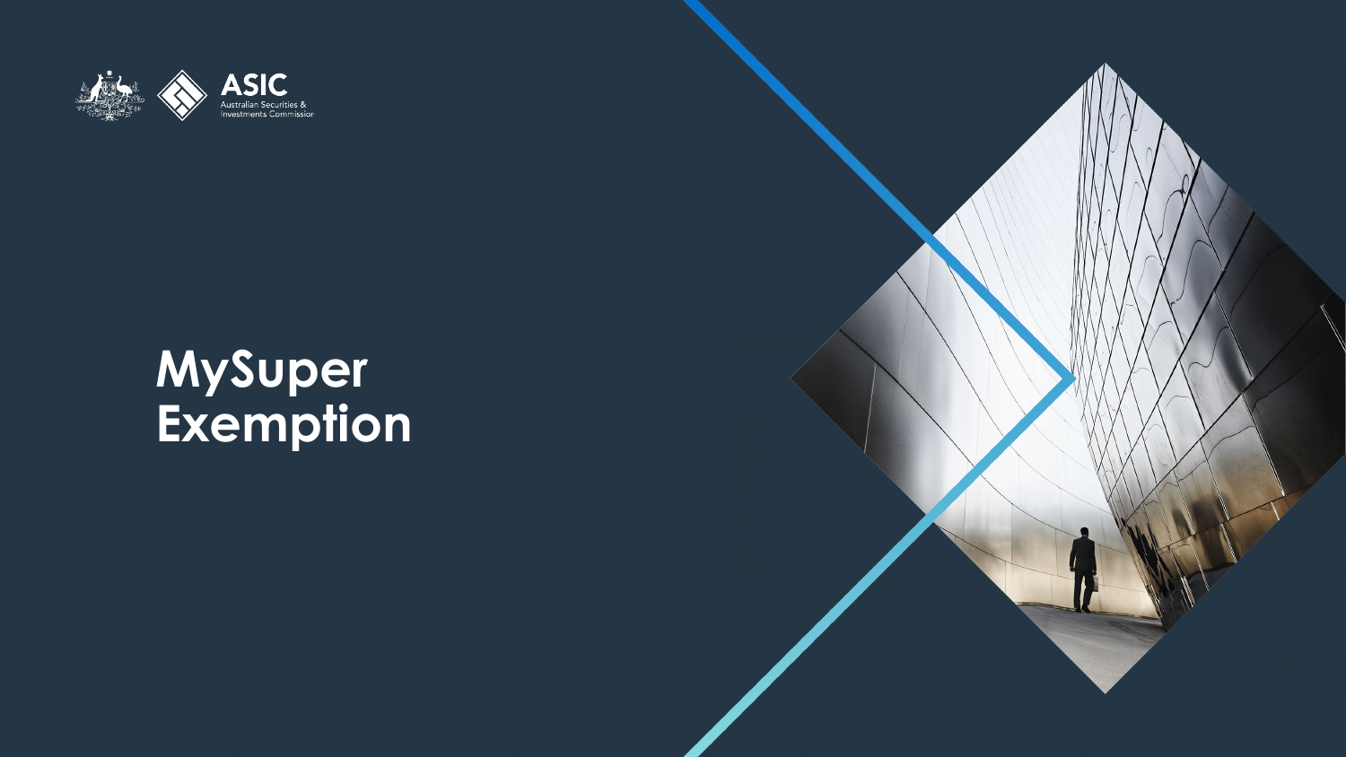# MySuper Exemption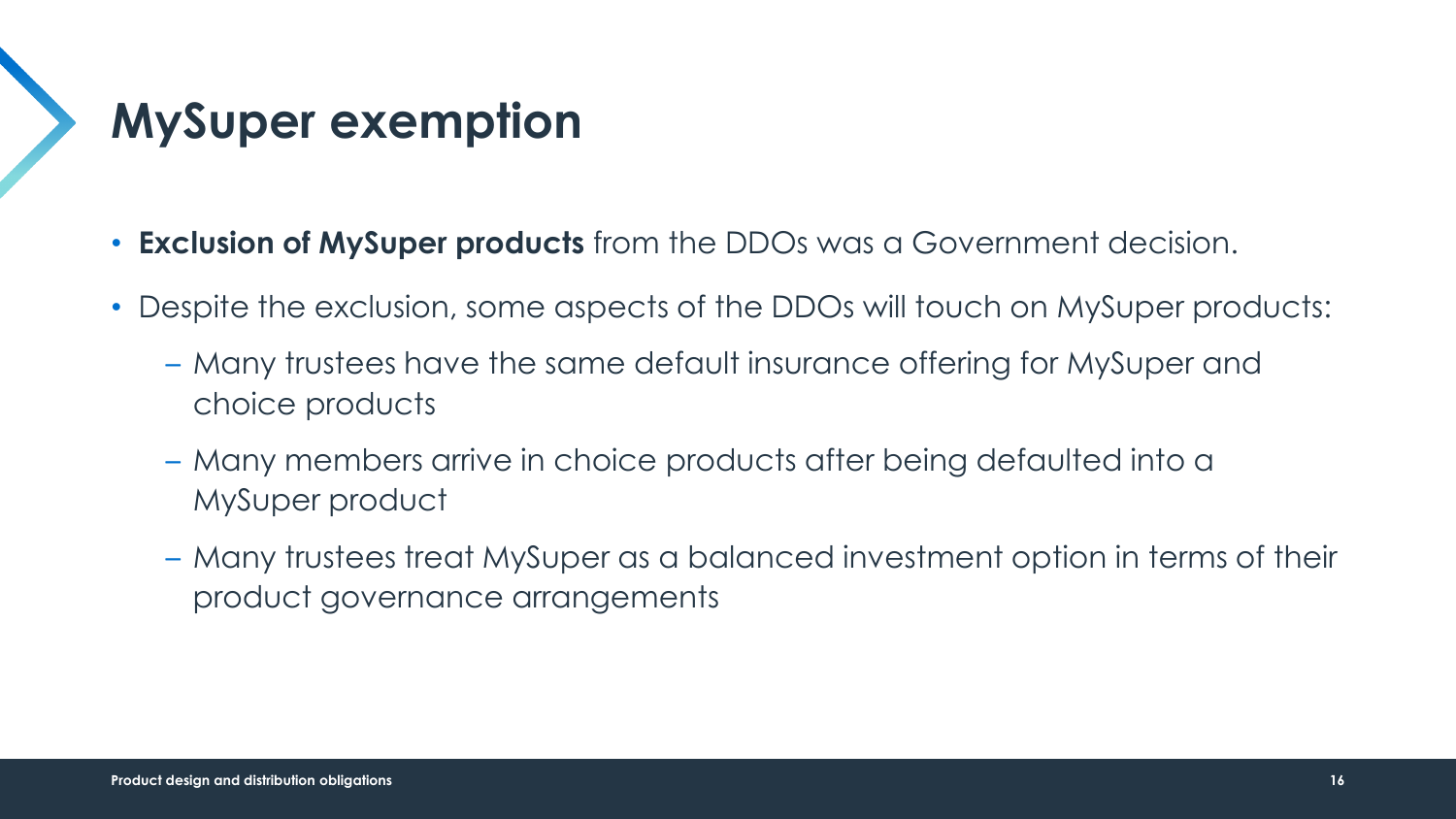# MySuper exemption

- **Exclusion of MySuper products** from the DDOs was a Government decision.
- Despite the exclusion, some aspects of the DDOs will touch on MySuper products:
  - Many trustees have the same default insurance offering for MySuper and choice products
  - Many members arrive in choice products after being defaulted into a MySuper product
  - Many trustees treat MySuper as a balanced investment option in terms of their product governance arrangements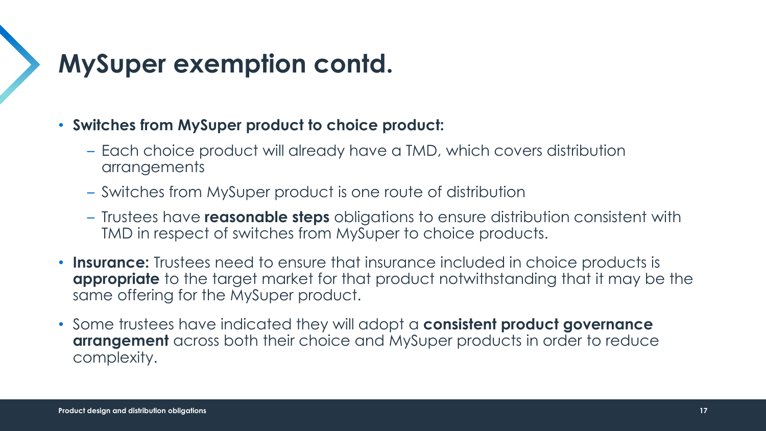# MySuper exemption contd.

- **Switches from MySuper product to choice product:**
  - Each choice product will already have a TMD, which covers distribution arrangements
  - Switches from MySuper product is one route of distribution
  - Trustees have **reasonable steps** obligations to ensure distribution consistent with TMD in respect of switches from MySuper to choice products.
- **Insurance:** Trustees need to ensure that insurance included in choice products is **appropriate** to the target market for that product notwithstanding that it may be the same offering for the MySuper product.
- Some trustees have indicated they will adopt a **consistent product governance arrangement** across both their choice and MySuper products in order to reduce complexity.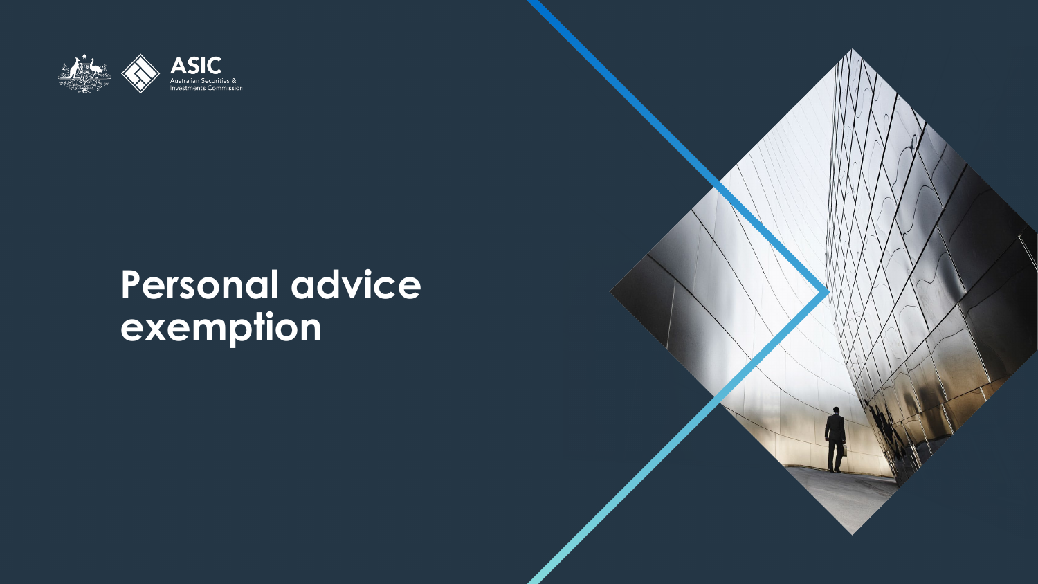# Personal advice exemption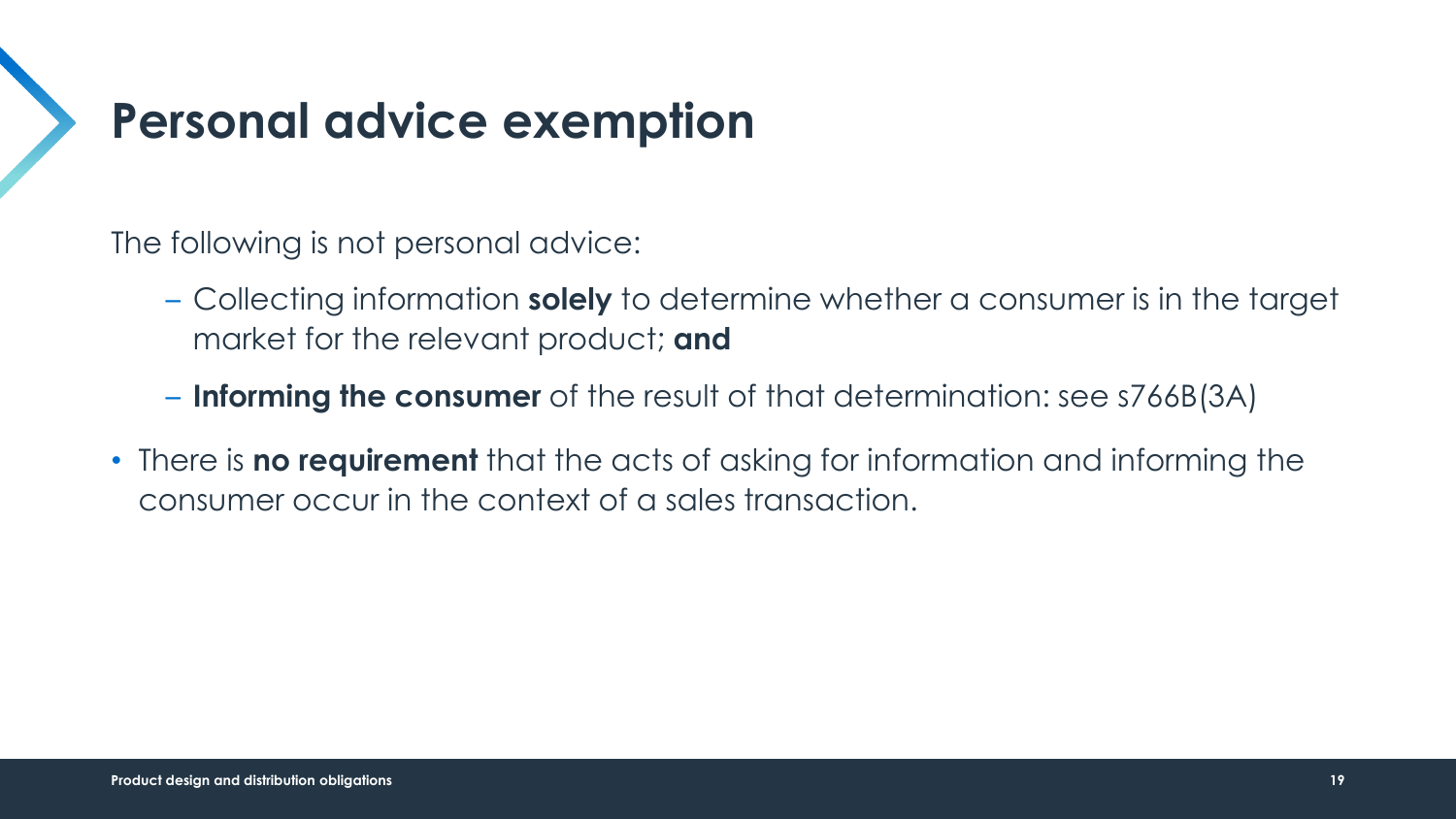# Personal advice exemption

The following is not personal advice:

- Collecting information **solely** to determine whether a consumer is in the target market for the relevant product; **and**
- **Informing the consumer** of the result of that determination: see s766B(3A)

- There is **no requirement** that the acts of asking for information and informing the consumer occur in the context of a sales transaction.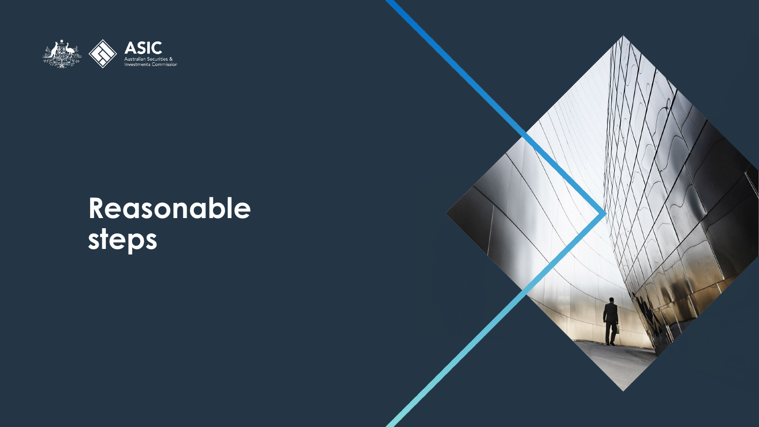# Reasonable steps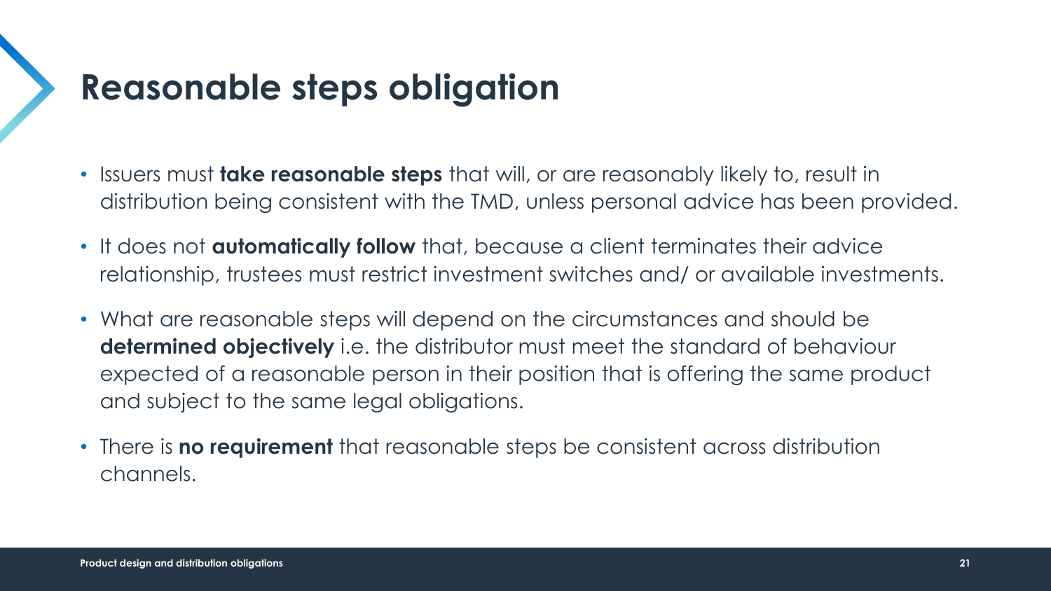# Reasonable steps obligation

- Issuers must **take reasonable steps** that will, or are reasonably likely to, result in distribution being consistent with the TMD, unless personal advice has been provided.
- It does not **automatically follow** that, because a client terminates their advice relationship, trustees must restrict investment switches and/ or available investments.
- What are reasonable steps will depend on the circumstances and should be **determined objectively** i.e. the distributor must meet the standard of behaviour expected of a reasonable person in their position that is offering the same product and subject to the same legal obligations.
- There is **no requirement** that reasonable steps be consistent across distribution channels.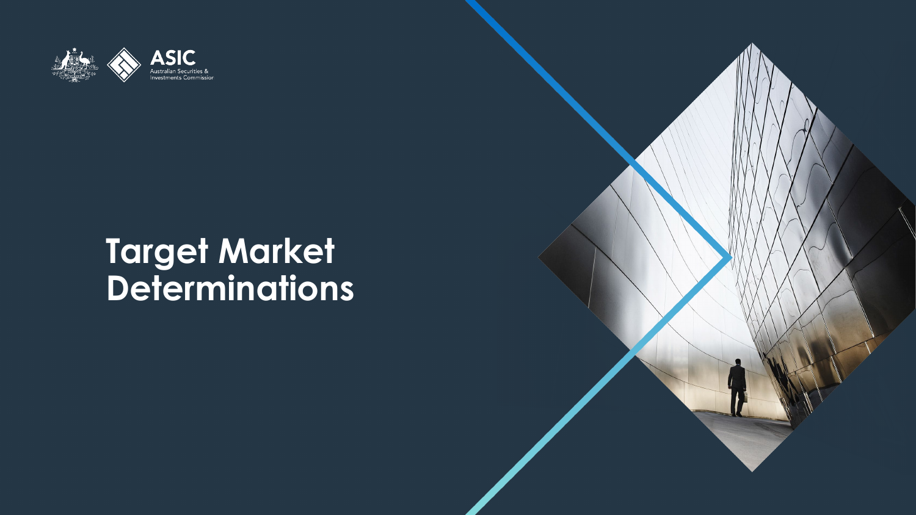# Target Market Determinations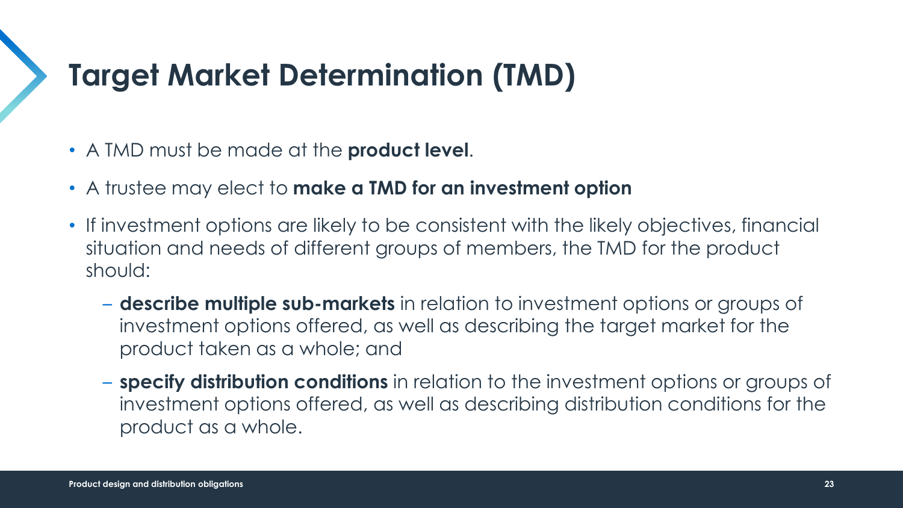# Target Market Determination (TMD)

- A TMD must be made at the **product level**.
- A trustee may elect to **make a TMD for an investment option**
- If investment options are likely to be consistent with the likely objectives, financial situation and needs of different groups of members, the TMD for the product should:
  - **describe multiple sub-markets** in relation to investment options or groups of investment options offered, as well as describing the target market for the product taken as a whole; and
  - **specify distribution conditions** in relation to the investment options or groups of investment options offered, as well as describing distribution conditions for the product as a whole.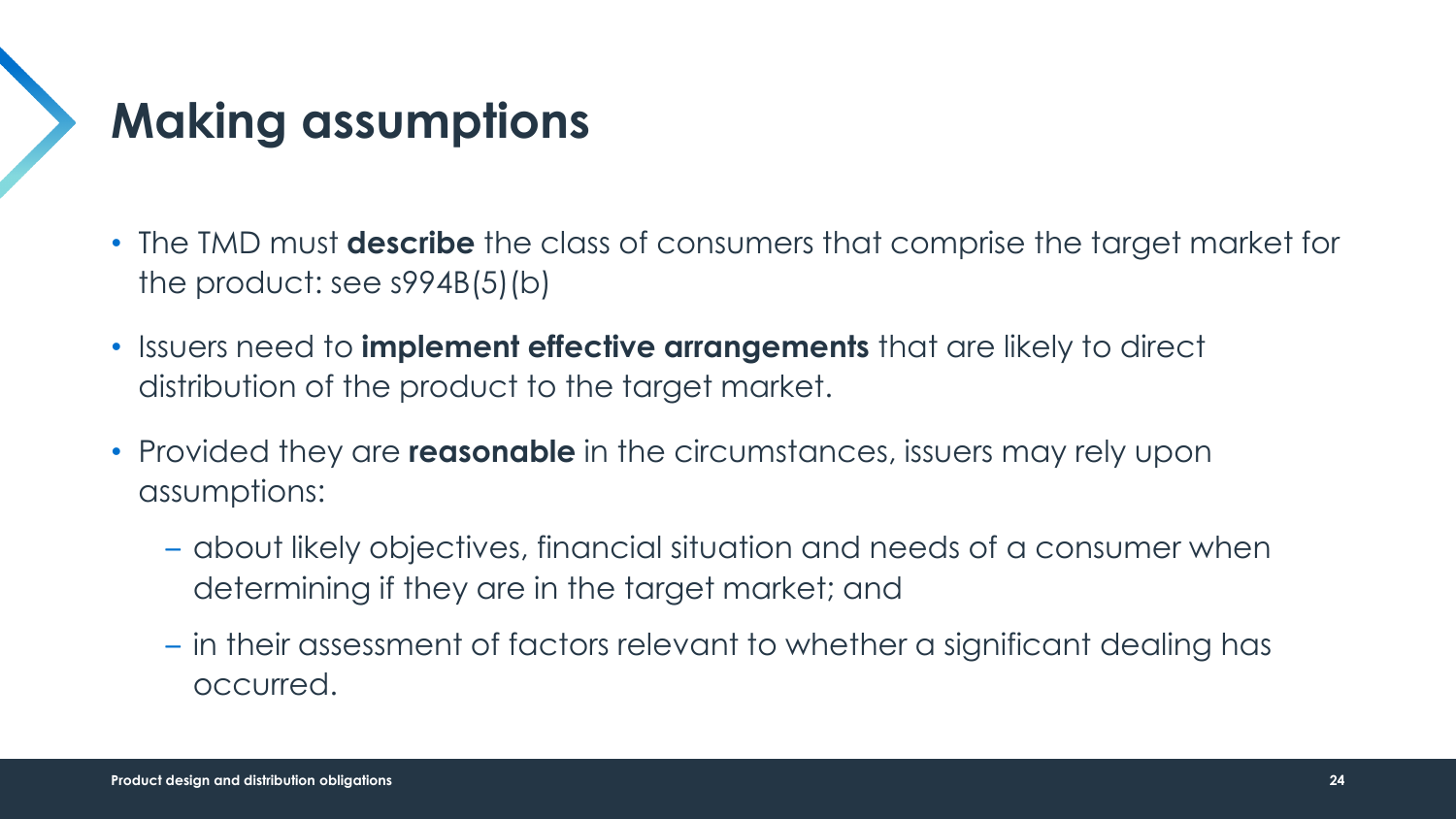# Making assumptions

- The TMD must **describe** the class of consumers that comprise the target market for the product: see s994B(5)(b)
- Issuers need to **implement effective arrangements** that are likely to direct distribution of the product to the target market.
- Provided they are **reasonable** in the circumstances, issuers may rely upon assumptions:
  - about likely objectives, financial situation and needs of a consumer when determining if they are in the target market; and
  - in their assessment of factors relevant to whether a significant dealing has occurred.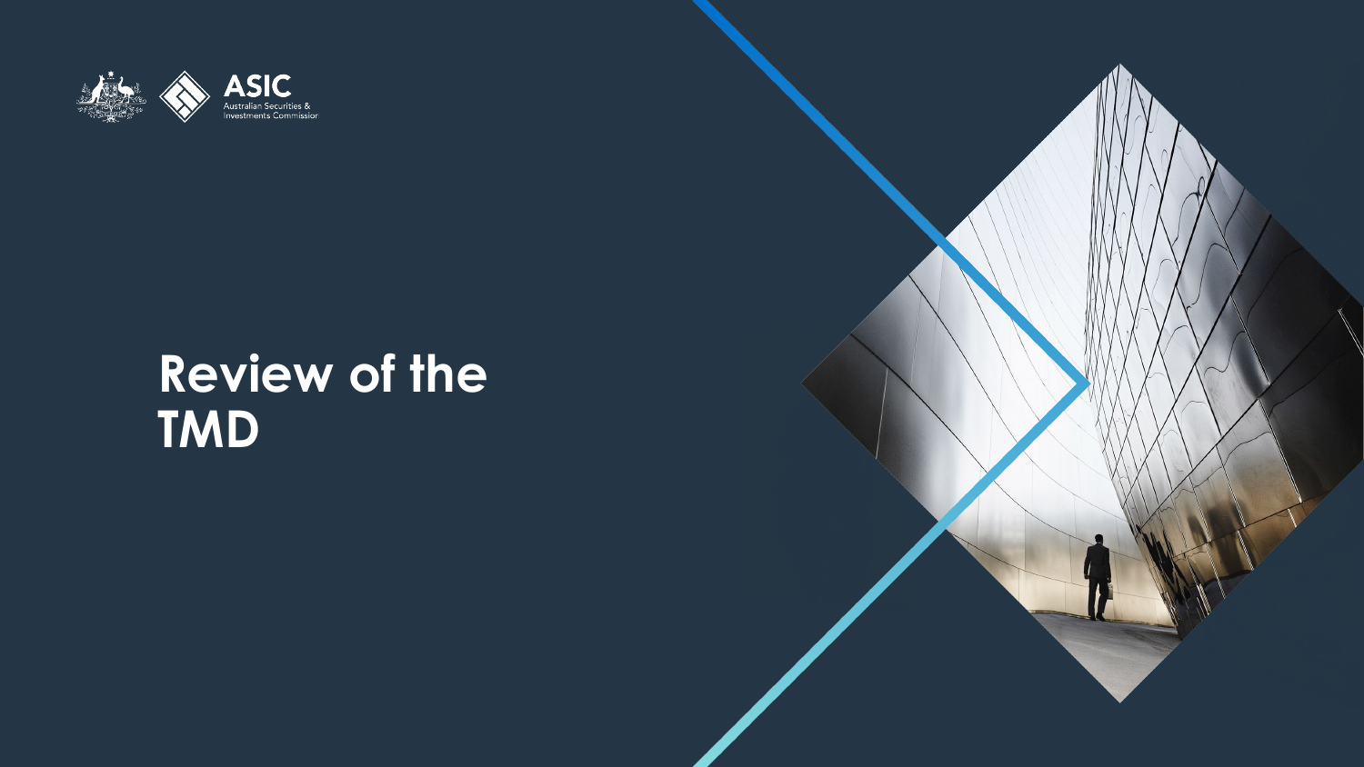# Review of the TMD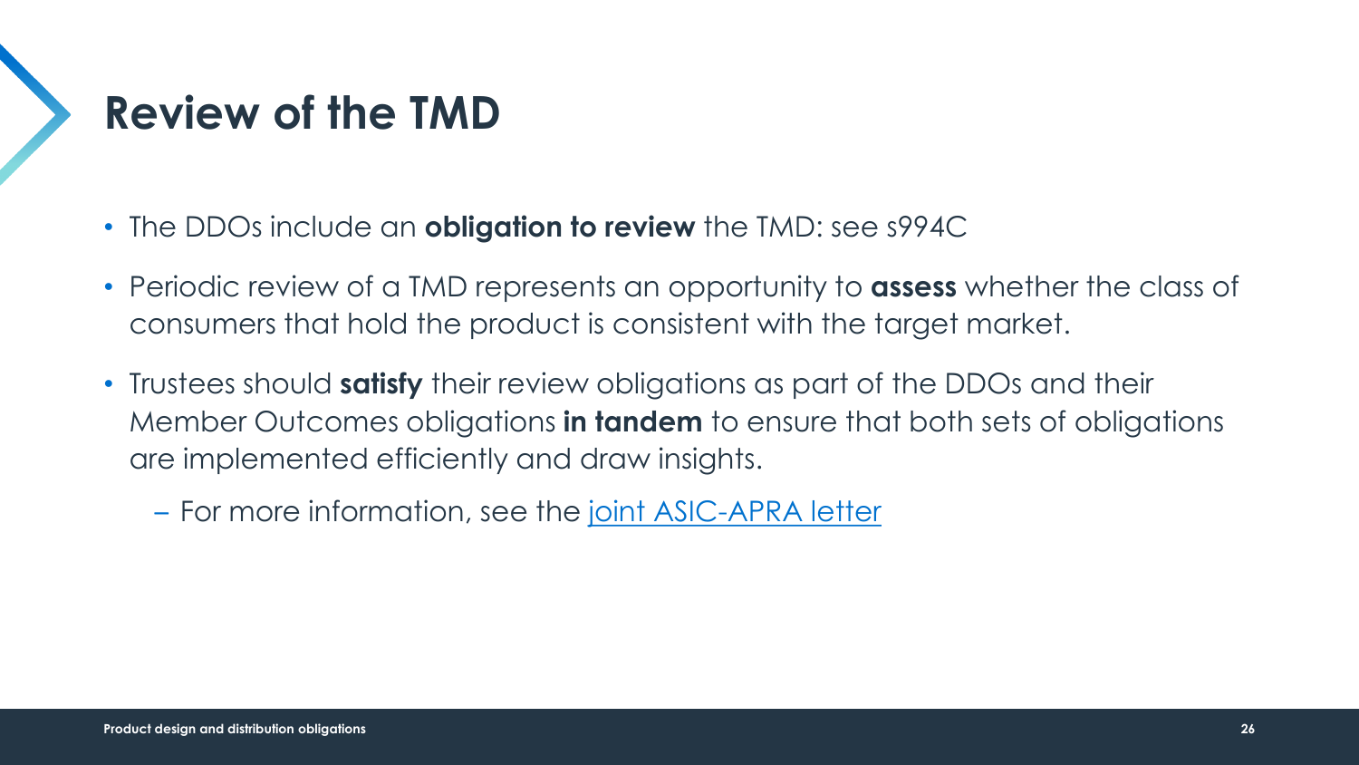# Review of the TMD

- The DDOs include an **obligation to review** the TMD: see s994C
- Periodic review of a TMD represents an opportunity to **assess** whether the class of consumers that hold the product is consistent with the target market.
- Trustees should **satisfy** their review obligations as part of the DDOs and their Member Outcomes obligations **in tandem** to ensure that both sets of obligations are implemented efficiently and draw insights.
  - For more information, see the joint ASIC-APRA letter